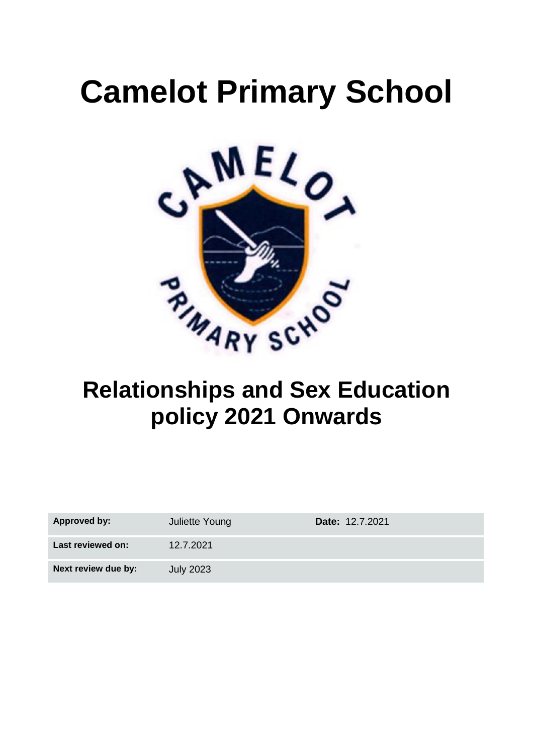# Camelot Primary School

# Relationships and Sex Education policy 2021 Onwards

| **Approved by:** | Juliette Young | **Date:** 12.7.2021 |
| --- | --- | --- |
| **Last reviewed on:** | 12.7.2021 | |
| **Next review due by:** | July 2023 | |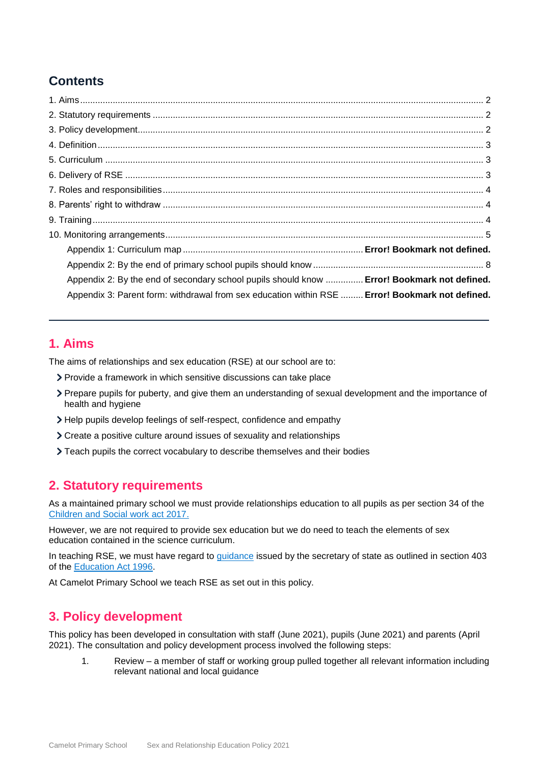## Contents

1. Aims ........ 2
2. Statutory requirements ........ 2
3. Policy development ........ 2
4. Definition ........ 3
5. Curriculum ........ 3
6. Delivery of RSE ........ 3
7. Roles and responsibilities ........ 4
8. Parents' right to withdraw ........ 4
9. Training ........ 4
10. Monitoring arrangements ........ 5
    - Appendix 1: Curriculum map ........ **Error! Bookmark not defined.**
    - Appendix 2: By the end of primary school pupils should know ........ 8
    - Appendix 2: By the end of secondary school pupils should know ........ **Error! Bookmark not defined.**
    - Appendix 3: Parent form: withdrawal from sex education within RSE ........ **Error! Bookmark not defined.**

---

## 1. Aims

The aims of relationships and sex education (RSE) at our school are to:

- Provide a framework in which sensitive discussions can take place
- Prepare pupils for puberty, and give them an understanding of sexual development and the importance of health and hygiene
- Help pupils develop feelings of self-respect, confidence and empathy
- Create a positive culture around issues of sexuality and relationships
- Teach pupils the correct vocabulary to describe themselves and their bodies

## 2. Statutory requirements

As a maintained primary school we must provide relationships education to all pupils as per section 34 of the Children and Social work act 2017.

However, we are not required to provide sex education but we do need to teach the elements of sex education contained in the science curriculum.

In teaching RSE, we must have regard to guidance issued by the secretary of state as outlined in section 403 of the Education Act 1996.

At Camelot Primary School we teach RSE as set out in this policy.

## 3. Policy development

This policy has been developed in consultation with staff (June 2021), pupils (June 2021) and parents (April 2021). The consultation and policy development process involved the following steps:

1. Review – a member of staff or working group pulled together all relevant information including relevant national and local guidance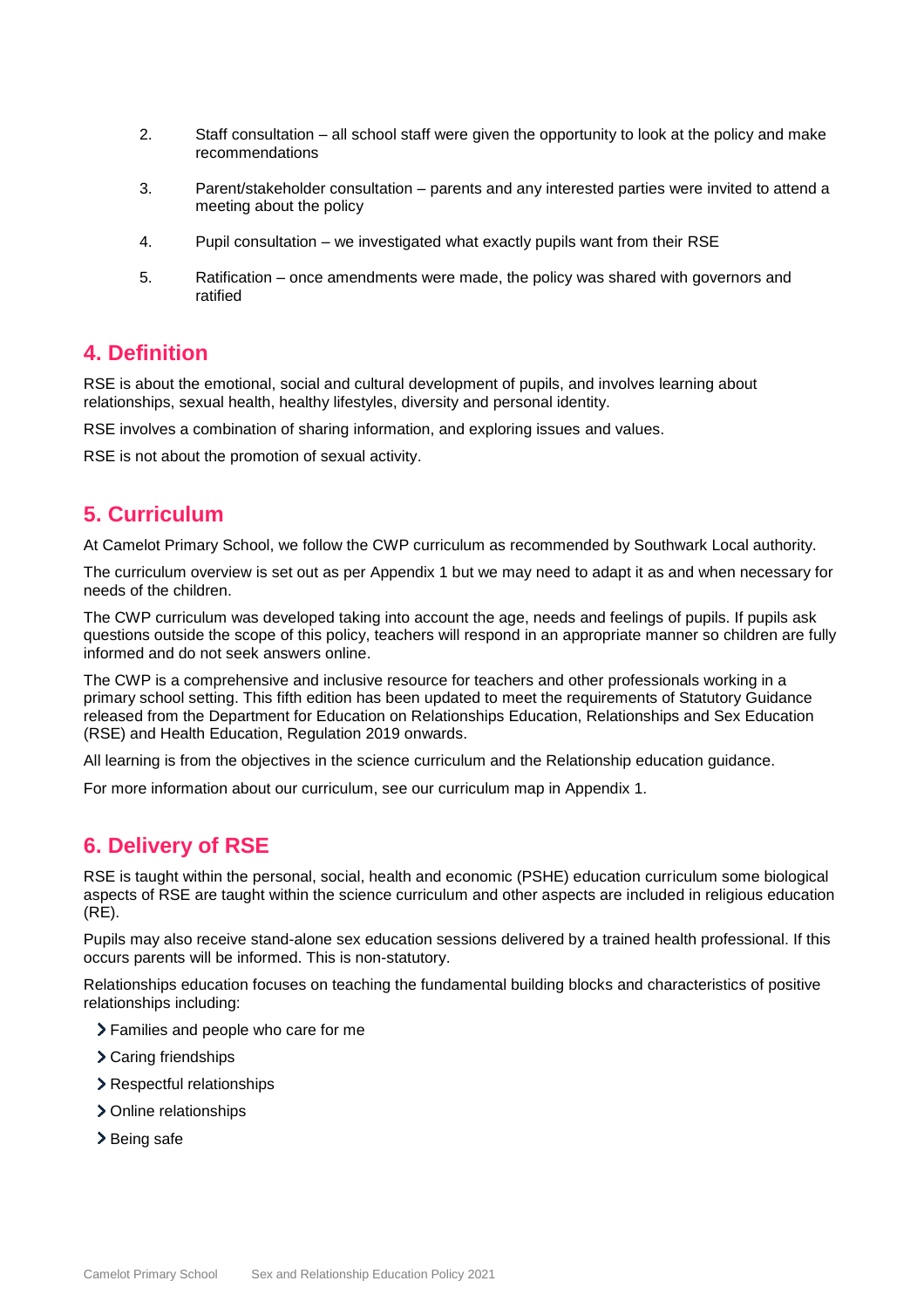2. Staff consultation – all school staff were given the opportunity to look at the policy and make recommendations
3. Parent/stakeholder consultation – parents and any interested parties were invited to attend a meeting about the policy
4. Pupil consultation – we investigated what exactly pupils want from their RSE
5. Ratification – once amendments were made, the policy was shared with governors and ratified

## 4. Definition

RSE is about the emotional, social and cultural development of pupils, and involves learning about relationships, sexual health, healthy lifestyles, diversity and personal identity.

RSE involves a combination of sharing information, and exploring issues and values.

RSE is not about the promotion of sexual activity.

## 5. Curriculum

At Camelot Primary School, we follow the CWP curriculum as recommended by Southwark Local authority.

The curriculum overview is set out as per Appendix 1 but we may need to adapt it as and when necessary for needs of the children.

The CWP curriculum was developed taking into account the age, needs and feelings of pupils. If pupils ask questions outside the scope of this policy, teachers will respond in an appropriate manner so children are fully informed and do not seek answers online.

The CWP is a comprehensive and inclusive resource for teachers and other professionals working in a primary school setting. This fifth edition has been updated to meet the requirements of Statutory Guidance released from the Department for Education on Relationships Education, Relationships and Sex Education (RSE) and Health Education, Regulation 2019 onwards.

All learning is from the objectives in the science curriculum and the Relationship education guidance.

For more information about our curriculum, see our curriculum map in Appendix 1.

## 6. Delivery of RSE

RSE is taught within the personal, social, health and economic (PSHE) education curriculum some biological aspects of RSE are taught within the science curriculum and other aspects are included in religious education (RE).

Pupils may also receive stand-alone sex education sessions delivered by a trained health professional. If this occurs parents will be informed. This is non-statutory.

Relationships education focuses on teaching the fundamental building blocks and characteristics of positive relationships including:

- Families and people who care for me
- Caring friendships
- Respectful relationships
- Online relationships
- Being safe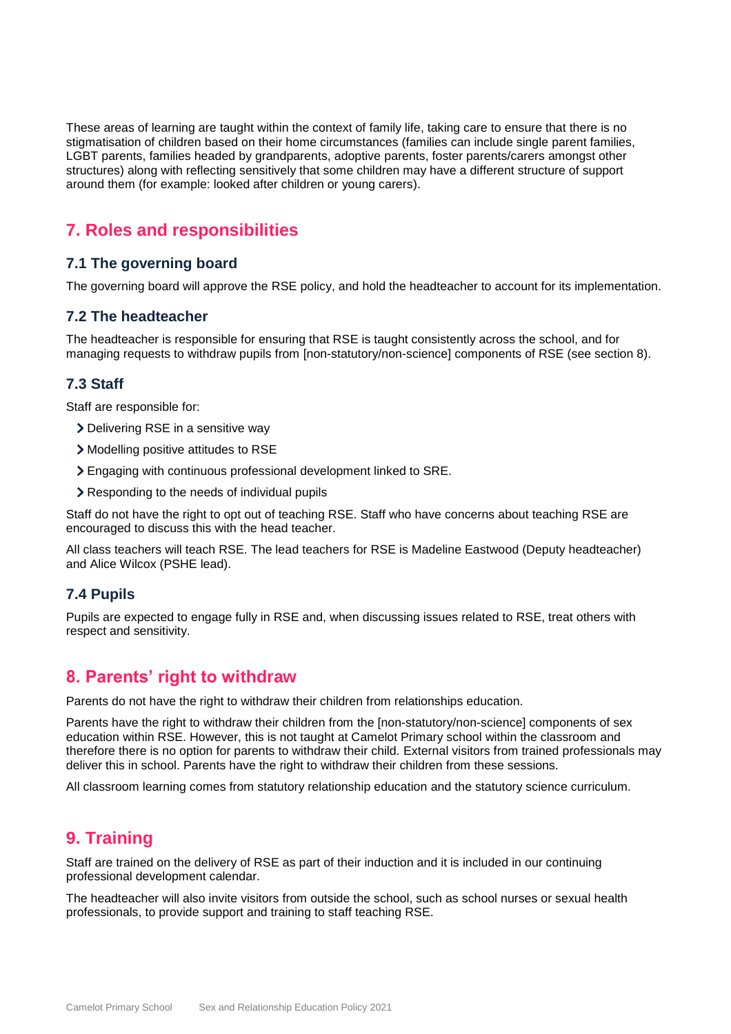These areas of learning are taught within the context of family life, taking care to ensure that there is no stigmatisation of children based on their home circumstances (families can include single parent families, LGBT parents, families headed by grandparents, adoptive parents, foster parents/carers amongst other structures) along with reflecting sensitively that some children may have a different structure of support around them (for example: looked after children or young carers).

## 7. Roles and responsibilities

### 7.1 The governing board

The governing board will approve the RSE policy, and hold the headteacher to account for its implementation.

### 7.2 The headteacher

The headteacher is responsible for ensuring that RSE is taught consistently across the school, and for managing requests to withdraw pupils from [non-statutory/non-science] components of RSE (see section 8).

### 7.3 Staff

Staff are responsible for:

- Delivering RSE in a sensitive way
- Modelling positive attitudes to RSE
- Engaging with continuous professional development linked to SRE.
- Responding to the needs of individual pupils

Staff do not have the right to opt out of teaching RSE. Staff who have concerns about teaching RSE are encouraged to discuss this with the head teacher.

All class teachers will teach RSE. The lead teachers for RSE is Madeline Eastwood (Deputy headteacher) and Alice Wilcox (PSHE lead).

### 7.4 Pupils

Pupils are expected to engage fully in RSE and, when discussing issues related to RSE, treat others with respect and sensitivity.

## 8. Parents' right to withdraw

Parents do not have the right to withdraw their children from relationships education.

Parents have the right to withdraw their children from the [non-statutory/non-science] components of sex education within RSE. However, this is not taught at Camelot Primary school within the classroom and therefore there is no option for parents to withdraw their child. External visitors from trained professionals may deliver this in school. Parents have the right to withdraw their children from these sessions.

All classroom learning comes from statutory relationship education and the statutory science curriculum.

## 9. Training

Staff are trained on the delivery of RSE as part of their induction and it is included in our continuing professional development calendar.

The headteacher will also invite visitors from outside the school, such as school nurses or sexual health professionals, to provide support and training to staff teaching RSE.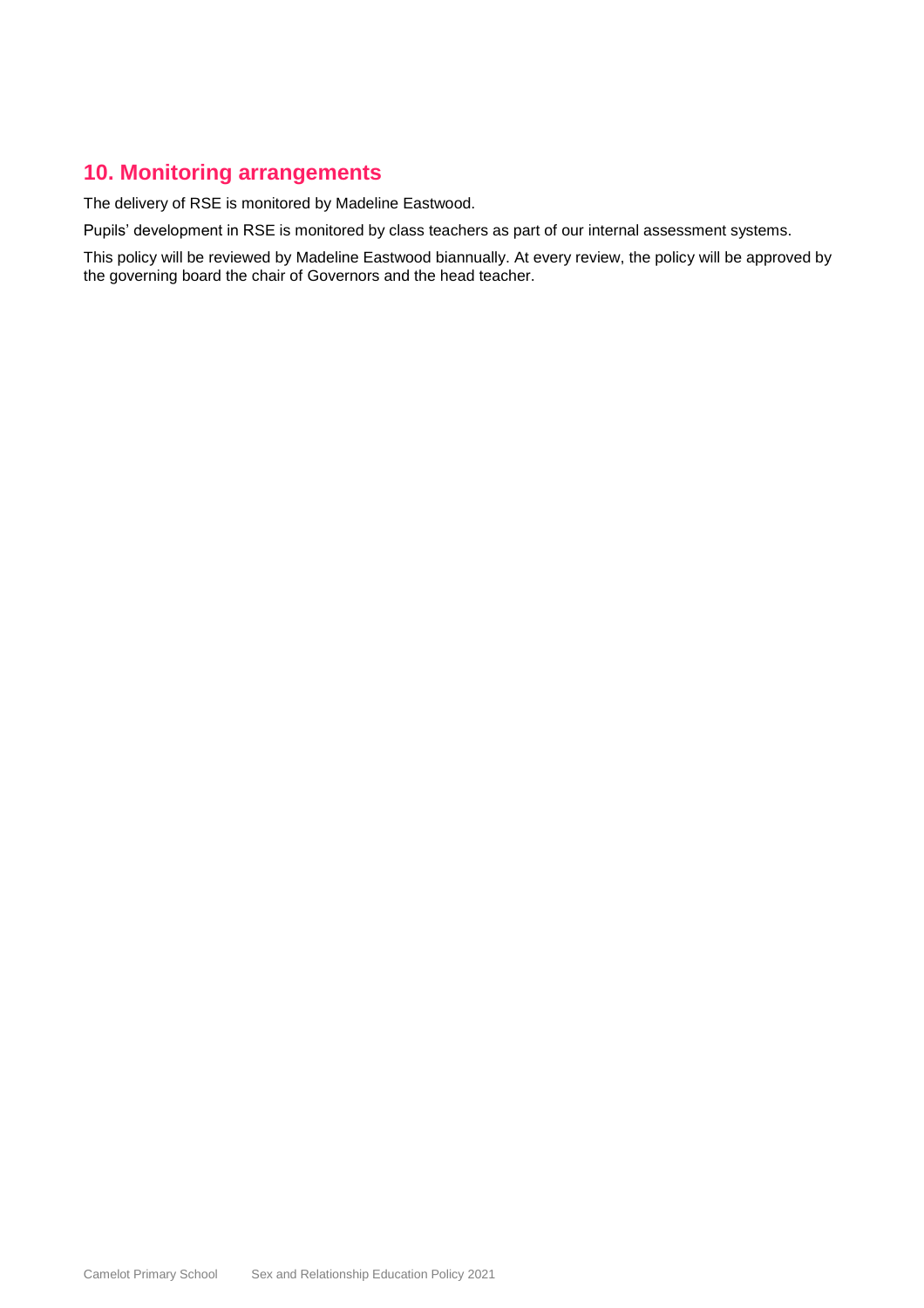## 10. Monitoring arrangements

The delivery of RSE is monitored by Madeline Eastwood.

Pupils' development in RSE is monitored by class teachers as part of our internal assessment systems.

This policy will be reviewed by Madeline Eastwood biannually. At every review, the policy will be approved by the governing board the chair of Governors and the head teacher.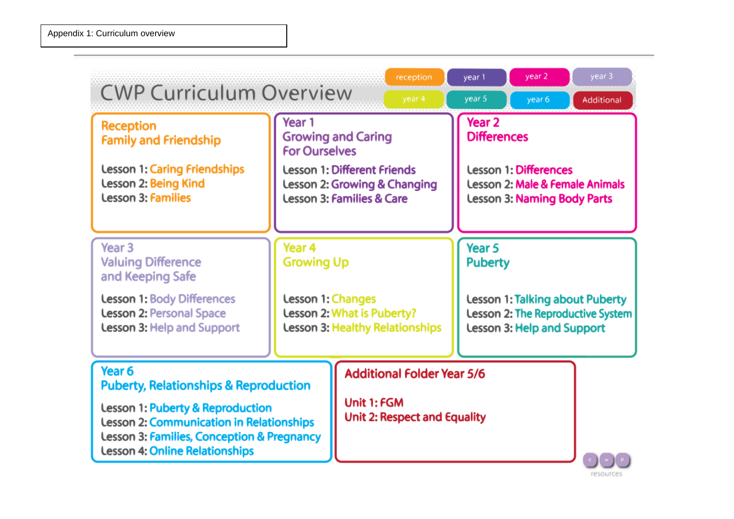Appendix 1: Curriculum overview

# CWP Curriculum Overview

reception | year 1 | year 2 | year 3 | year 4 | year 5 | year 6 | Additional

## Reception
### Family and Friendship

Lesson 1: Caring Friendships
Lesson 2: Being Kind
Lesson 3: Families

## Year 1
### Growing and Caring For Ourselves

Lesson 1: Different Friends
Lesson 2: Growing & Changing
Lesson 3: Families & Care

## Year 2
### Differences

Lesson 1: Differences
Lesson 2: Male & Female Animals
Lesson 3: Naming Body Parts

## Year 3
### Valuing Difference and Keeping Safe

Lesson 1: Body Differences
Lesson 2: Personal Space
Lesson 3: Help and Support

## Year 4
### Growing Up

Lesson 1: Changes
Lesson 2: What is Puberty?
Lesson 3: Healthy Relationships

## Year 5
### Puberty

Lesson 1: Talking about Puberty
Lesson 2: The Reproductive System
Lesson 3: Help and Support

## Year 6
### Puberty, Relationships & Reproduction

Lesson 1: Puberty & Reproduction
Lesson 2: Communication in Relationships
Lesson 3: Families, Conception & Pregnancy
Lesson 4: Online Relationships

## Additional Folder Year 5/6

Unit 1: FGM
Unit 2: Respect and Equality

c w p resources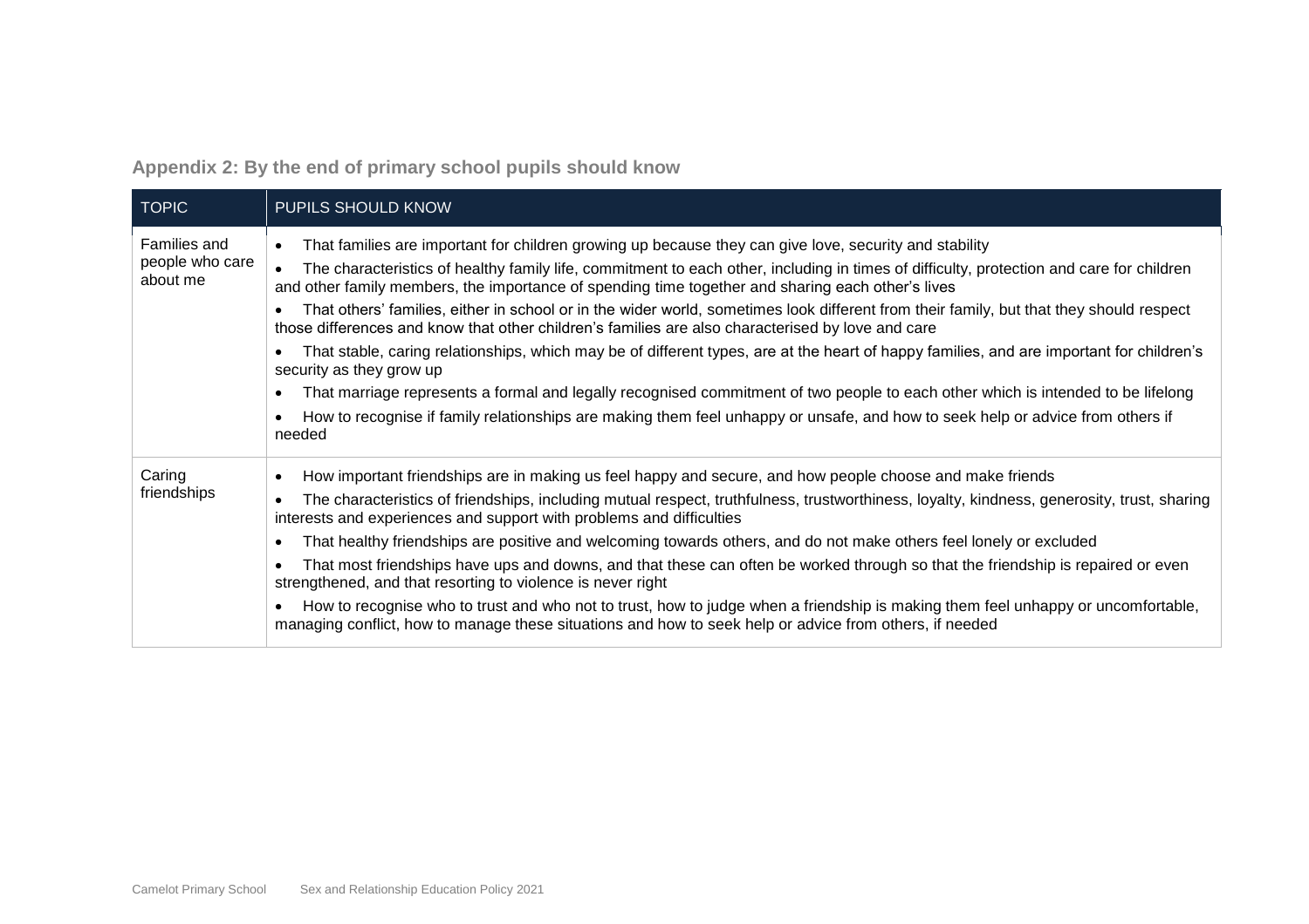## Appendix 2: By the end of primary school pupils should know

| TOPIC | PUPILS SHOULD KNOW |
|---|---|
| Families and people who care about me | • That families are important for children growing up because they can give love, security and stability<br>• The characteristics of healthy family life, commitment to each other, including in times of difficulty, protection and care for children and other family members, the importance of spending time together and sharing each other's lives<br>• That others' families, either in school or in the wider world, sometimes look different from their family, but that they should respect those differences and know that other children's families are also characterised by love and care<br>• That stable, caring relationships, which may be of different types, are at the heart of happy families, and are important for children's security as they grow up<br>• That marriage represents a formal and legally recognised commitment of two people to each other which is intended to be lifelong<br>• How to recognise if family relationships are making them feel unhappy or unsafe, and how to seek help or advice from others if needed |
| Caring friendships | • How important friendships are in making us feel happy and secure, and how people choose and make friends<br>• The characteristics of friendships, including mutual respect, truthfulness, trustworthiness, loyalty, kindness, generosity, trust, sharing interests and experiences and support with problems and difficulties<br>• That healthy friendships are positive and welcoming towards others, and do not make others feel lonely or excluded<br>• That most friendships have ups and downs, and that these can often be worked through so that the friendship is repaired or even strengthened, and that resorting to violence is never right<br>• How to recognise who to trust and who not to trust, how to judge when a friendship is making them feel unhappy or uncomfortable, managing conflict, how to manage these situations and how to seek help or advice from others, if needed |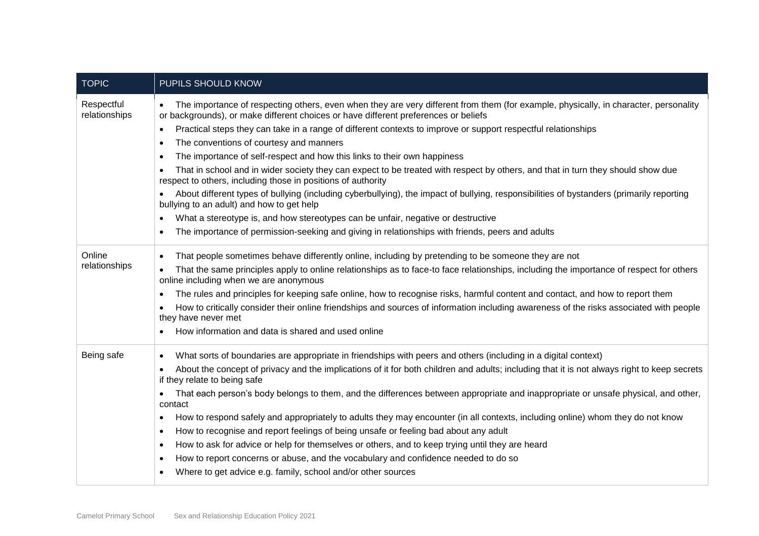| TOPIC | PUPILS SHOULD KNOW |
|---|---|
| Respectful relationships | • The importance of respecting others, even when they are very different from them (for example, physically, in character, personality or backgrounds), or make different choices or have different preferences or beliefs<br>• Practical steps they can take in a range of different contexts to improve or support respectful relationships<br>• The conventions of courtesy and manners<br>• The importance of self-respect and how this links to their own happiness<br>• That in school and in wider society they can expect to be treated with respect by others, and that in turn they should show due respect to others, including those in positions of authority<br>• About different types of bullying (including cyberbullying), the impact of bullying, responsibilities of bystanders (primarily reporting bullying to an adult) and how to get help<br>• What a stereotype is, and how stereotypes can be unfair, negative or destructive<br>• The importance of permission-seeking and giving in relationships with friends, peers and adults |
| Online relationships | • That people sometimes behave differently online, including by pretending to be someone they are not<br>• That the same principles apply to online relationships as to face-to face relationships, including the importance of respect for others online including when we are anonymous<br>• The rules and principles for keeping safe online, how to recognise risks, harmful content and contact, and how to report them<br>• How to critically consider their online friendships and sources of information including awareness of the risks associated with people they have never met<br>• How information and data is shared and used online |
| Being safe | • What sorts of boundaries are appropriate in friendships with peers and others (including in a digital context)<br>• About the concept of privacy and the implications of it for both children and adults; including that it is not always right to keep secrets if they relate to being safe<br>• That each person's body belongs to them, and the differences between appropriate and inappropriate or unsafe physical, and other, contact<br>• How to respond safely and appropriately to adults they may encounter (in all contexts, including online) whom they do not know<br>• How to recognise and report feelings of being unsafe or feeling bad about any adult<br>• How to ask for advice or help for themselves or others, and to keep trying until they are heard<br>• How to report concerns or abuse, and the vocabulary and confidence needed to do so<br>• Where to get advice e.g. family, school and/or other sources |